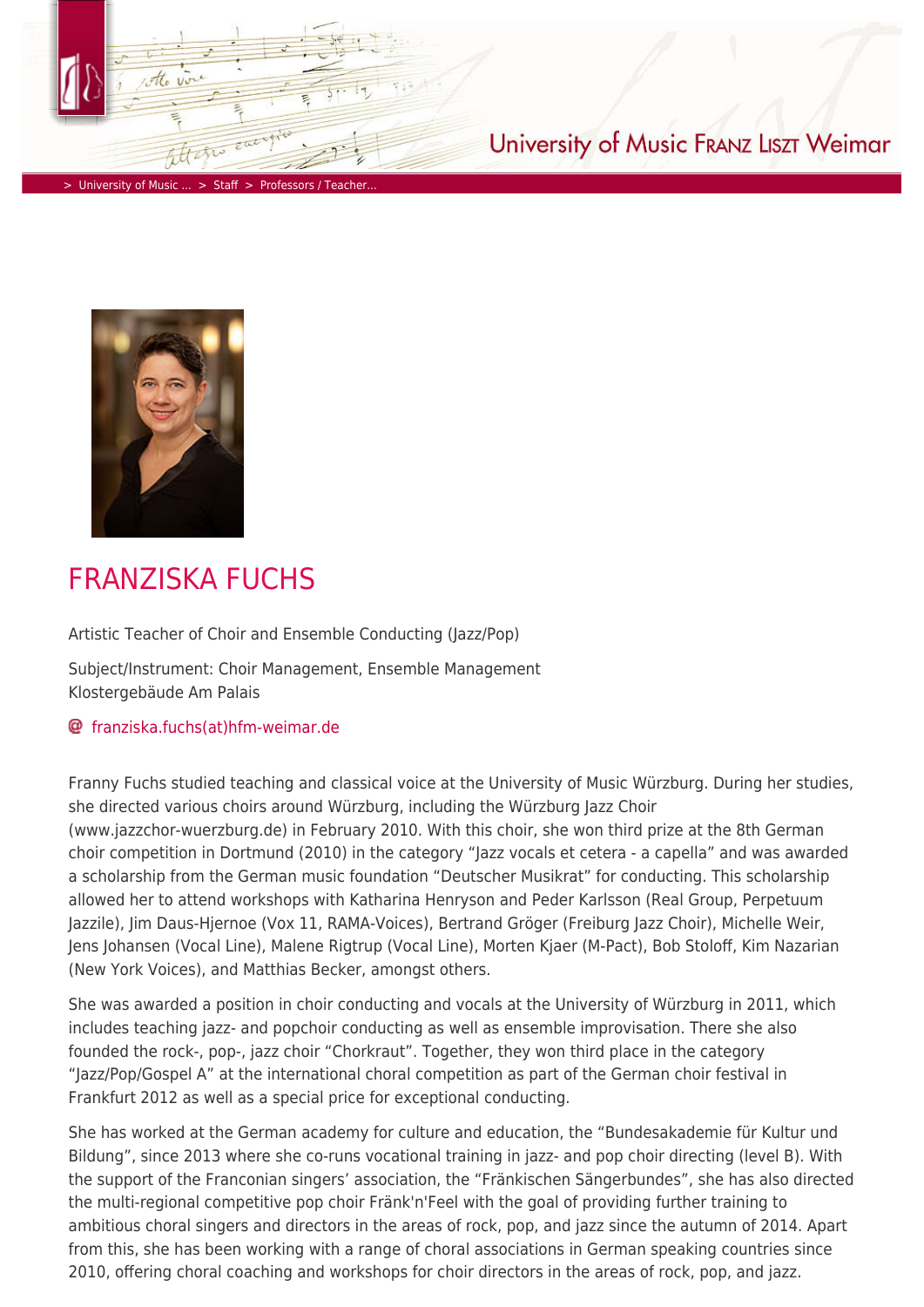# FRANZISKA FUCHS

Artistic Teacher of Choir and Ensemble Conducting (Jazz/Pop)

Subject/Instrument: Choir Management, Ensemble Management
Klostergebäude Am Palais

franziska.fuchs(at)hfm-weimar.de

Franny Fuchs studied teaching and classical voice at the University of Music Würzburg. During her studies, she directed various choirs around Würzburg, including the Würzburg Jazz Choir (www.jazzchor-wuerzburg.de) in February 2010. With this choir, she won third prize at the 8th German choir competition in Dortmund (2010) in the category "Jazz vocals et cetera - a capella" and was awarded a scholarship from the German music foundation "Deutscher Musikrat" for conducting. This scholarship allowed her to attend workshops with Katharina Henryson and Peder Karlsson (Real Group, Perpetuum Jazzile), Jim Daus-Hjernoe (Vox 11, RAMA-Voices), Bertrand Gröger (Freiburg Jazz Choir), Michelle Weir, Jens Johansen (Vocal Line), Malene Rigtrup (Vocal Line), Morten Kjaer (M-Pact), Bob Stoloff, Kim Nazarian (New York Voices), and Matthias Becker, amongst others.

She was awarded a position in choir conducting and vocals at the University of Würzburg in 2011, which includes teaching jazz- and popchoir conducting as well as ensemble improvisation. There she also founded the rock-, pop-, jazz choir "Chorkraut". Together, they won third place in the category "Jazz/Pop/Gospel A" at the international choral competition as part of the German choir festival in Frankfurt 2012 as well as a special price for exceptional conducting.

She has worked at the German academy for culture and education, the "Bundesakademie für Kultur und Bildung", since 2013 where she co-runs vocational training in jazz- and pop choir directing (level B). With the support of the Franconian singers' association, the "Fränkischen Sängerbundes", she has also directed the multi-regional competitive pop choir Fränk'n'Feel with the goal of providing further training to ambitious choral singers and directors in the areas of rock, pop, and jazz since the autumn of 2014. Apart from this, she has been working with a range of choral associations in German speaking countries since 2010, offering choral coaching and workshops for choir directors in the areas of rock, pop, and jazz.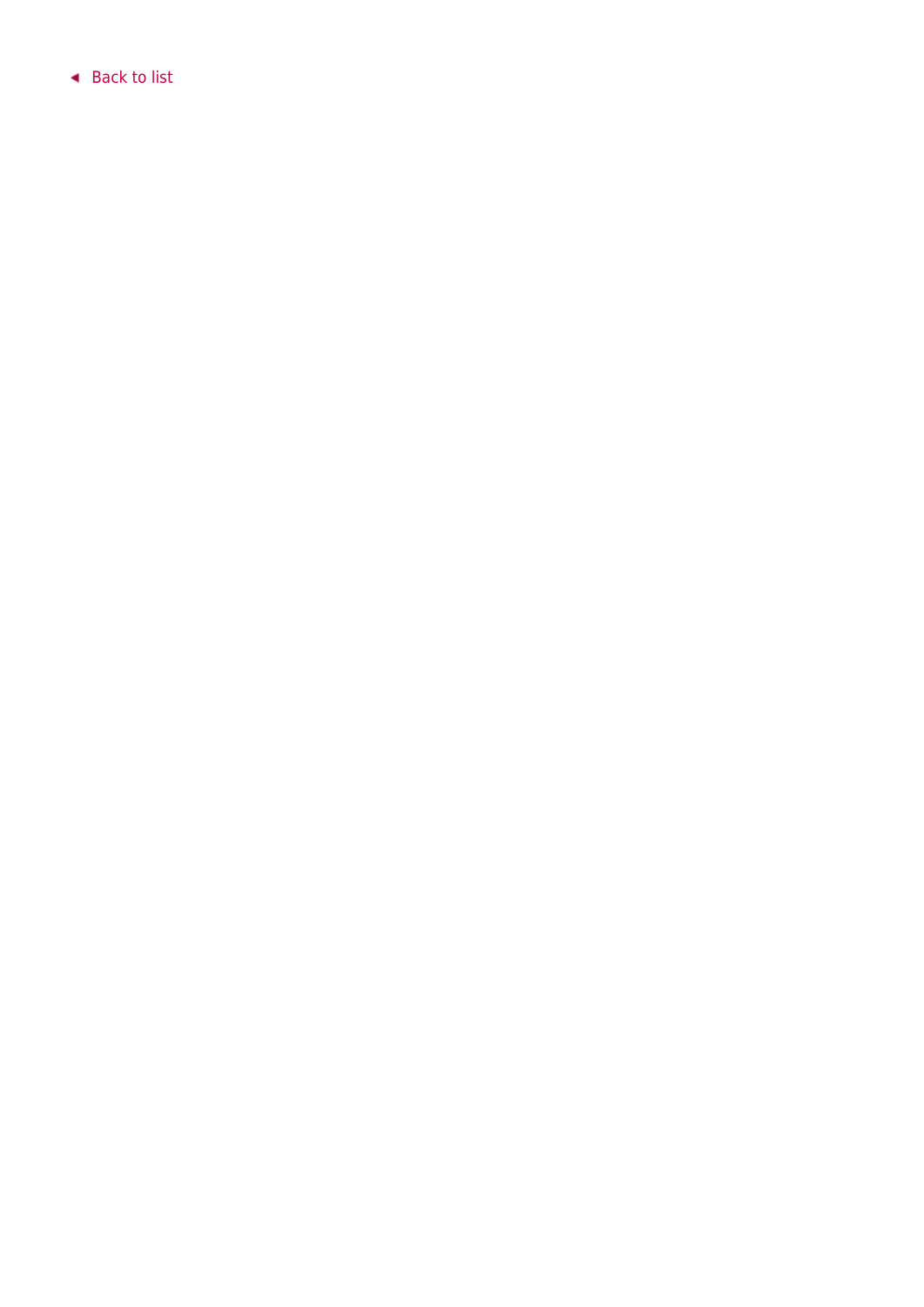◄ Back to list